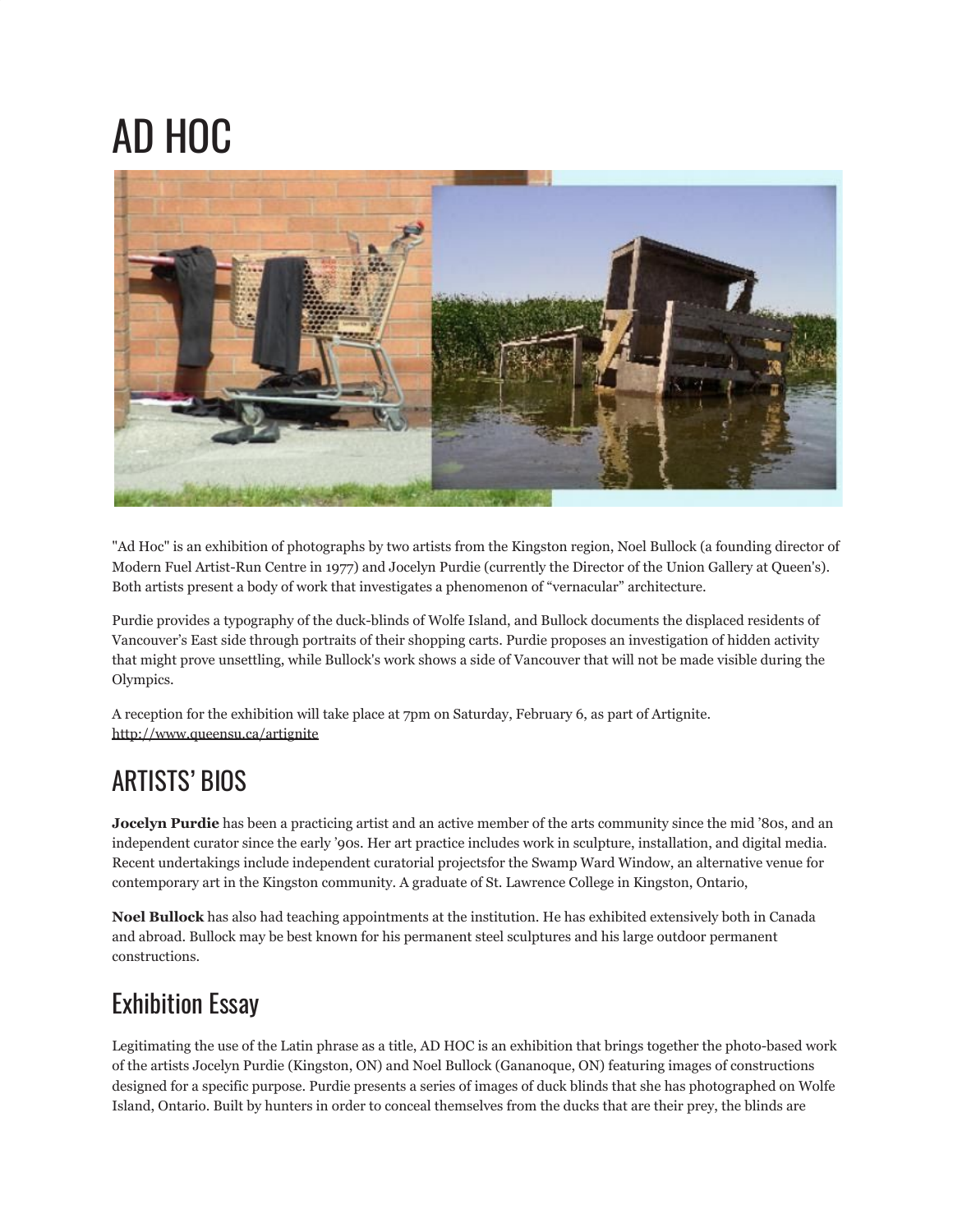# AD HOC

"Ad Hoc" is an exhibition of photographs by two artists from the Kingston region, Noel Bullock (a founding director of Modern Fuel Artist-Run Centre in 1977) and Jocelyn Purdie (currently the Director of the Union Gallery at Queen's). Both artists present a body of work that investigates a phenomenon of "vernacular" architecture.

Purdie provides a typography of the duck-blinds of Wolfe Island, and Bullock documents the displaced residents of Vancouver's East side through portraits of their shopping carts. Purdie proposes an investigation of hidden activity that might prove unsettling, while Bullock's work shows a side of Vancouver that will not be made visible during the Olympics.

A reception for the exhibition will take place at 7pm on Saturday, February 6, as part of Artignite. http://www.queensu.ca/artignite

## ARTISTS' BIOS

**Jocelyn Purdie** has been a practicing artist and an active member of the arts community since the mid '80s, and an independent curator since the early '90s. Her art practice includes work in sculpture, installation, and digital media. Recent undertakings include independent curatorial projectsfor the Swamp Ward Window, an alternative venue for contemporary art in the Kingston community. A graduate of St. Lawrence College in Kingston, Ontario,

**Noel Bullock** has also had teaching appointments at the institution. He has exhibited extensively both in Canada and abroad. Bullock may be best known for his permanent steel sculptures and his large outdoor permanent constructions.

## Exhibition Essay

Legitimating the use of the Latin phrase as a title, AD HOC is an exhibition that brings together the photo-based work of the artists Jocelyn Purdie (Kingston, ON) and Noel Bullock (Gananoque, ON) featuring images of constructions designed for a specific purpose. Purdie presents a series of images of duck blinds that she has photographed on Wolfe Island, Ontario. Built by hunters in order to conceal themselves from the ducks that are their prey, the blinds are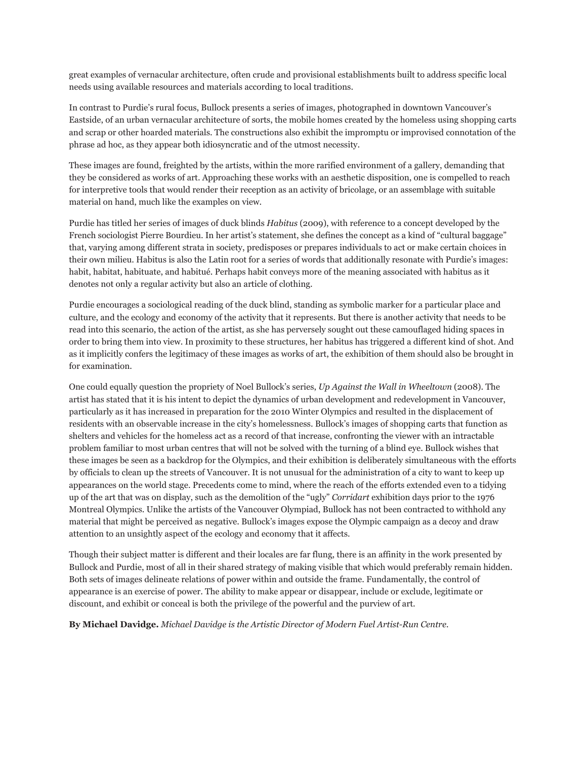great examples of vernacular architecture, often crude and provisional establishments built to address specific local needs using available resources and materials according to local traditions.

In contrast to Purdie's rural focus, Bullock presents a series of images, photographed in downtown Vancouver's Eastside, of an urban vernacular architecture of sorts, the mobile homes created by the homeless using shopping carts and scrap or other hoarded materials. The constructions also exhibit the impromptu or improvised connotation of the phrase ad hoc, as they appear both idiosyncratic and of the utmost necessity.

These images are found, freighted by the artists, within the more rarified environment of a gallery, demanding that they be considered as works of art. Approaching these works with an aesthetic disposition, one is compelled to reach for interpretive tools that would render their reception as an activity of bricolage, or an assemblage with suitable material on hand, much like the examples on view.

Purdie has titled her series of images of duck blinds *Habitus* (2009), with reference to a concept developed by the French sociologist Pierre Bourdieu. In her artist's statement, she defines the concept as a kind of "cultural baggage" that, varying among different strata in society, predisposes or prepares individuals to act or make certain choices in their own milieu. Habitus is also the Latin root for a series of words that additionally resonate with Purdie's images: habit, habitat, habituate, and habitué. Perhaps habit conveys more of the meaning associated with habitus as it denotes not only a regular activity but also an article of clothing.

Purdie encourages a sociological reading of the duck blind, standing as symbolic marker for a particular place and culture, and the ecology and economy of the activity that it represents. But there is another activity that needs to be read into this scenario, the action of the artist, as she has perversely sought out these camouflaged hiding spaces in order to bring them into view. In proximity to these structures, her habitus has triggered a different kind of shot. And as it implicitly confers the legitimacy of these images as works of art, the exhibition of them should also be brought in for examination.

One could equally question the propriety of Noel Bullock's series, *Up Against the Wall in Wheeltown* (2008). The artist has stated that it is his intent to depict the dynamics of urban development and redevelopment in Vancouver, particularly as it has increased in preparation for the 2010 Winter Olympics and resulted in the displacement of residents with an observable increase in the city's homelessness. Bullock's images of shopping carts that function as shelters and vehicles for the homeless act as a record of that increase, confronting the viewer with an intractable problem familiar to most urban centres that will not be solved with the turning of a blind eye. Bullock wishes that these images be seen as a backdrop for the Olympics, and their exhibition is deliberately simultaneous with the efforts by officials to clean up the streets of Vancouver. It is not unusual for the administration of a city to want to keep up appearances on the world stage. Precedents come to mind, where the reach of the efforts extended even to a tidying up of the art that was on display, such as the demolition of the "ugly" *Corridart* exhibition days prior to the 1976 Montreal Olympics. Unlike the artists of the Vancouver Olympiad, Bullock has not been contracted to withhold any material that might be perceived as negative. Bullock's images expose the Olympic campaign as a decoy and draw attention to an unsightly aspect of the ecology and economy that it affects.

Though their subject matter is different and their locales are far flung, there is an affinity in the work presented by Bullock and Purdie, most of all in their shared strategy of making visible that which would preferably remain hidden. Both sets of images delineate relations of power within and outside the frame. Fundamentally, the control of appearance is an exercise of power. The ability to make appear or disappear, include or exclude, legitimate or discount, and exhibit or conceal is both the privilege of the powerful and the purview of art.

**By Michael Davidge.** *Michael Davidge is the Artistic Director of Modern Fuel Artist-Run Centre.*